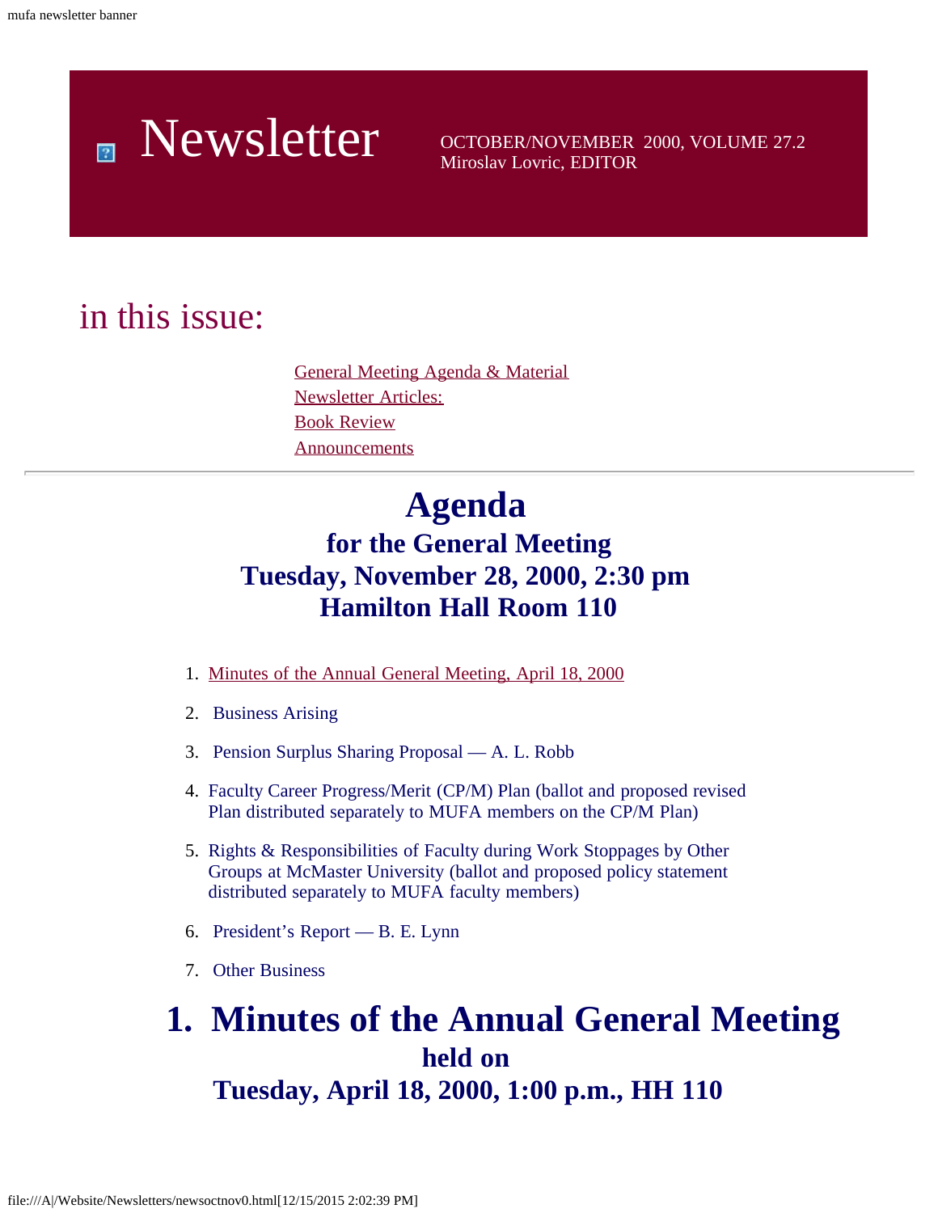# Newsletter

OCTOBER/NOVEMBER 2000, VOLUME 27.2
Miroslav Lovric, EDITOR

## in this issue:

General Meeting Agenda & Material
Newsletter Articles:
Book Review
Announcements

---

# Agenda

## for the General Meeting
## Tuesday, November 28, 2000, 2:30 pm
## Hamilton Hall Room 110

1. Minutes of the Annual General Meeting, April 18, 2000
2. Business Arising
3. Pension Surplus Sharing Proposal — A. L. Robb
4. Faculty Career Progress/Merit (CP/M) Plan (ballot and proposed revised Plan distributed separately to MUFA members on the CP/M Plan)
5. Rights & Responsibilities of Faculty during Work Stoppages by Other Groups at McMaster University (ballot and proposed policy statement distributed separately to MUFA faculty members)
6. President's Report — B. E. Lynn
7. Other Business

# 1. Minutes of the Annual General Meeting

## held on

## Tuesday, April 18, 2000, 1:00 p.m., HH 110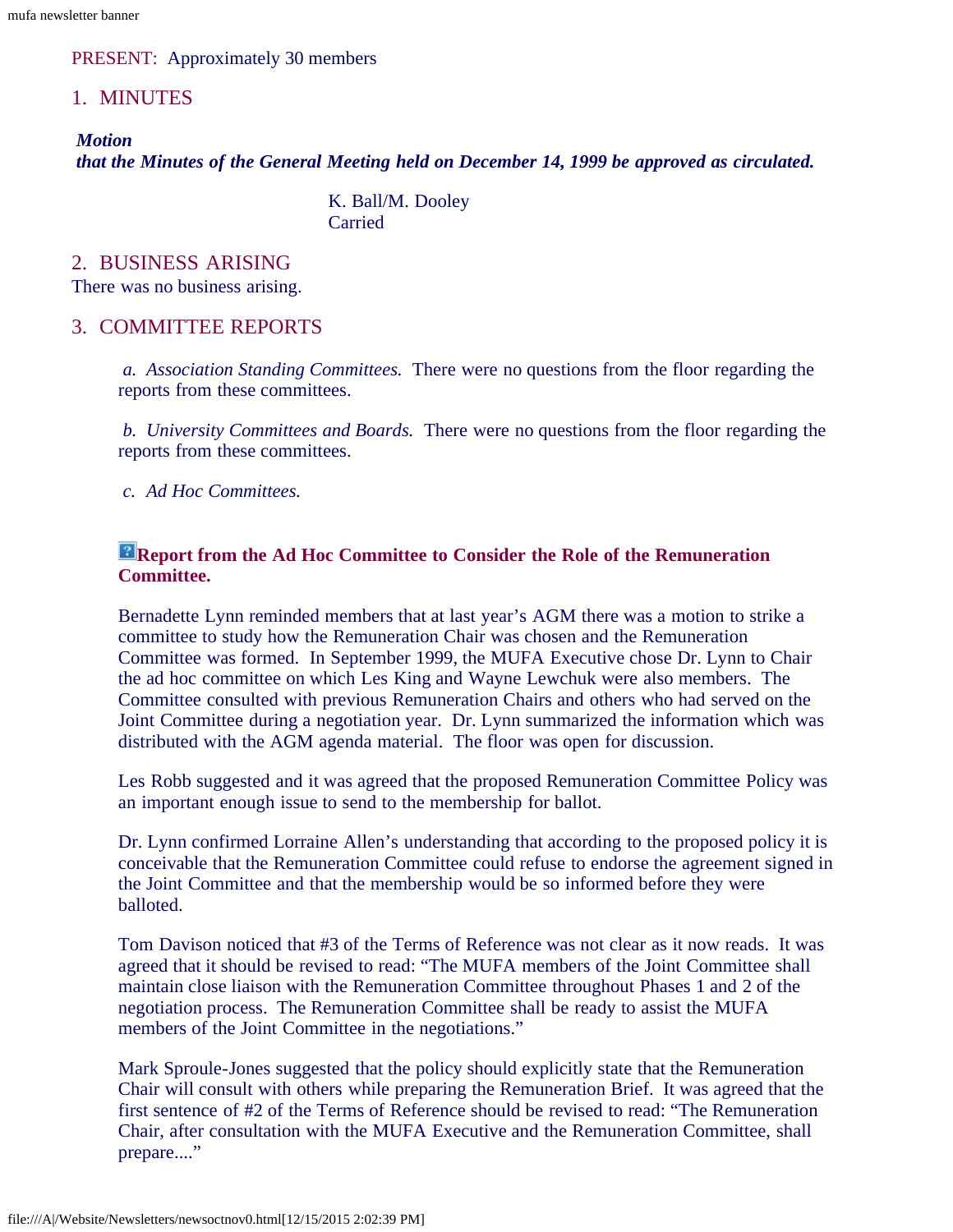PRESENT: Approximately 30 members

## 1. MINUTES

***Motion***
***that the Minutes of the General Meeting held on December 14, 1999 be approved as circulated.***

K. Ball/M. Dooley
Carried

## 2. BUSINESS ARISING

There was no business arising.

## 3. COMMITTEE REPORTS

*a. Association Standing Committees.* There were no questions from the floor regarding the reports from these committees.

*b. University Committees and Boards.* There were no questions from the floor regarding the reports from these committees.

*c. Ad Hoc Committees.*

### Report from the Ad Hoc Committee to Consider the Role of the Remuneration Committee.

Bernadette Lynn reminded members that at last year's AGM there was a motion to strike a committee to study how the Remuneration Chair was chosen and the Remuneration Committee was formed. In September 1999, the MUFA Executive chose Dr. Lynn to Chair the ad hoc committee on which Les King and Wayne Lewchuk were also members. The Committee consulted with previous Remuneration Chairs and others who had served on the Joint Committee during a negotiation year. Dr. Lynn summarized the information which was distributed with the AGM agenda material. The floor was open for discussion.

Les Robb suggested and it was agreed that the proposed Remuneration Committee Policy was an important enough issue to send to the membership for ballot.

Dr. Lynn confirmed Lorraine Allen's understanding that according to the proposed policy it is conceivable that the Remuneration Committee could refuse to endorse the agreement signed in the Joint Committee and that the membership would be so informed before they were balloted.

Tom Davison noticed that #3 of the Terms of Reference was not clear as it now reads. It was agreed that it should be revised to read: "The MUFA members of the Joint Committee shall maintain close liaison with the Remuneration Committee throughout Phases 1 and 2 of the negotiation process. The Remuneration Committee shall be ready to assist the MUFA members of the Joint Committee in the negotiations."

Mark Sproule-Jones suggested that the policy should explicitly state that the Remuneration Chair will consult with others while preparing the Remuneration Brief. It was agreed that the first sentence of #2 of the Terms of Reference should be revised to read: "The Remuneration Chair, after consultation with the MUFA Executive and the Remuneration Committee, shall prepare...."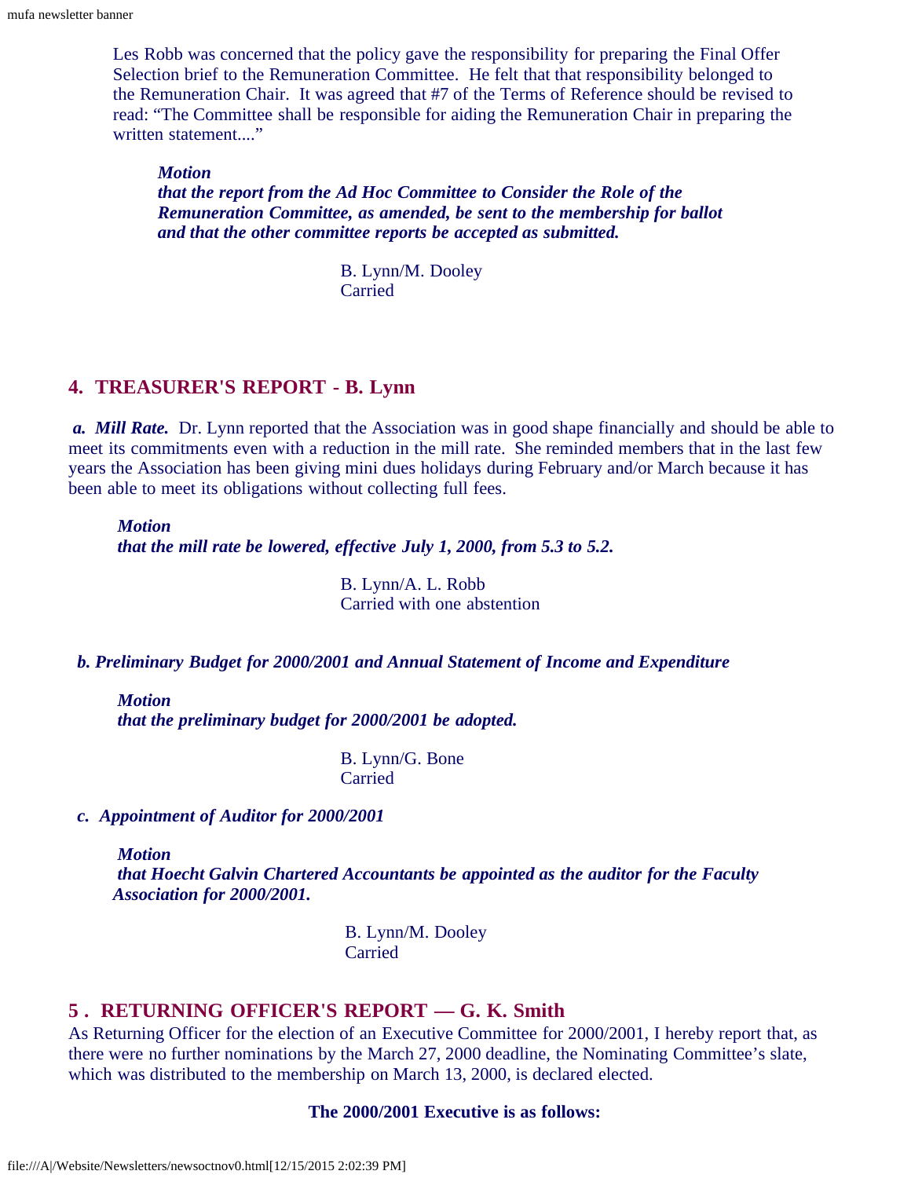Les Robb was concerned that the policy gave the responsibility for preparing the Final Offer Selection brief to the Remuneration Committee. He felt that that responsibility belonged to the Remuneration Chair. It was agreed that #7 of the Terms of Reference should be revised to read: "The Committee shall be responsible for aiding the Remuneration Chair in preparing the written statement...."

***Motion***
***that the report from the Ad Hoc Committee to Consider the Role of the Remuneration Committee, as amended, be sent to the membership for ballot and that the other committee reports be accepted as submitted.***

B. Lynn/M. Dooley
Carried

## 4. TREASURER'S REPORT - B. Lynn

***a. Mill Rate.*** Dr. Lynn reported that the Association was in good shape financially and should be able to meet its commitments even with a reduction in the mill rate. She reminded members that in the last few years the Association has been giving mini dues holidays during February and/or March because it has been able to meet its obligations without collecting full fees.

***Motion***
***that the mill rate be lowered, effective July 1, 2000, from 5.3 to 5.2.***

B. Lynn/A. L. Robb
Carried with one abstention

***b. Preliminary Budget for 2000/2001 and Annual Statement of Income and Expenditure***

***Motion***
***that the preliminary budget for 2000/2001 be adopted.***

B. Lynn/G. Bone
Carried

***c. Appointment of Auditor for 2000/2001***

***Motion***
***that Hoecht Galvin Chartered Accountants be appointed as the auditor for the Faculty Association for 2000/2001.***

B. Lynn/M. Dooley
Carried

## 5 . RETURNING OFFICER'S REPORT — G. K. Smith

As Returning Officer for the election of an Executive Committee for 2000/2001, I hereby report that, as there were no further nominations by the March 27, 2000 deadline, the Nominating Committee's slate, which was distributed to the membership on March 13, 2000, is declared elected.

**The 2000/2001 Executive is as follows:**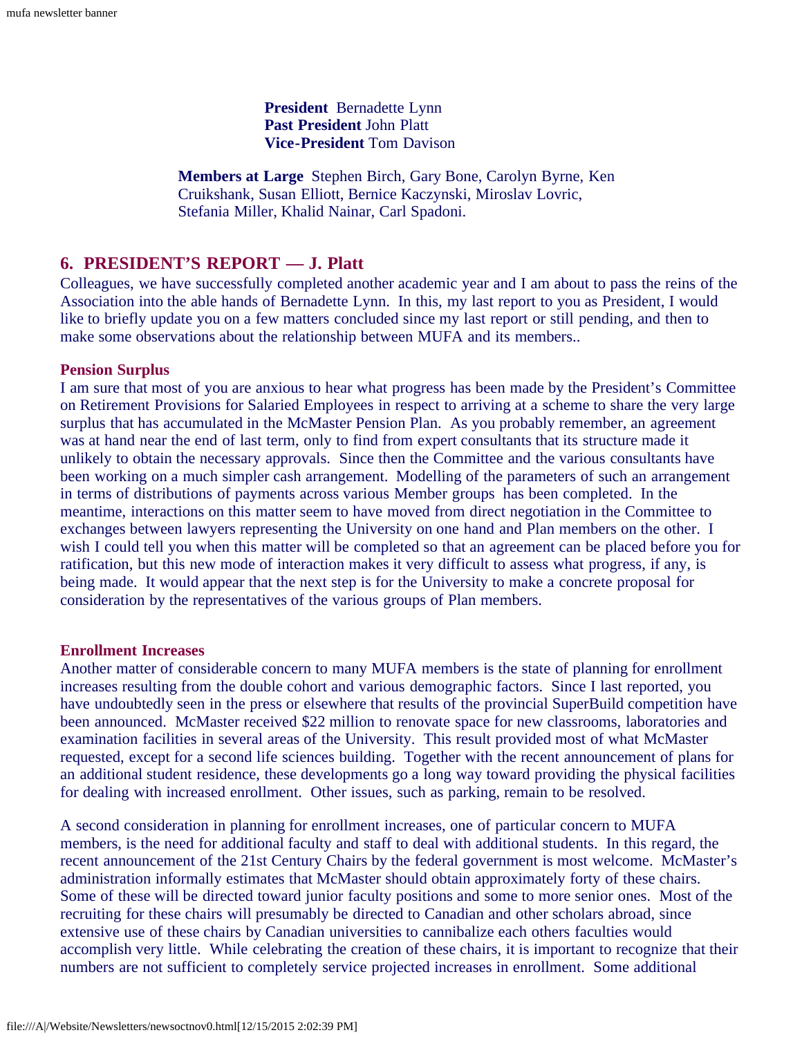mufa newsletter banner

**President** Bernadette Lynn
**Past President** John Platt
**Vice-President** Tom Davison

**Members at Large** Stephen Birch, Gary Bone, Carolyn Byrne, Ken Cruikshank, Susan Elliott, Bernice Kaczynski, Miroslav Lovric, Stefania Miller, Khalid Nainar, Carl Spadoni.

## 6. PRESIDENT'S REPORT — J. Platt

Colleagues, we have successfully completed another academic year and I am about to pass the reins of the Association into the able hands of Bernadette Lynn. In this, my last report to you as President, I would like to briefly update you on a few matters concluded since my last report or still pending, and then to make some observations about the relationship between MUFA and its members..

### Pension Surplus

I am sure that most of you are anxious to hear what progress has been made by the President's Committee on Retirement Provisions for Salaried Employees in respect to arriving at a scheme to share the very large surplus that has accumulated in the McMaster Pension Plan. As you probably remember, an agreement was at hand near the end of last term, only to find from expert consultants that its structure made it unlikely to obtain the necessary approvals. Since then the Committee and the various consultants have been working on a much simpler cash arrangement. Modelling of the parameters of such an arrangement in terms of distributions of payments across various Member groups has been completed. In the meantime, interactions on this matter seem to have moved from direct negotiation in the Committee to exchanges between lawyers representing the University on one hand and Plan members on the other. I wish I could tell you when this matter will be completed so that an agreement can be placed before you for ratification, but this new mode of interaction makes it very difficult to assess what progress, if any, is being made. It would appear that the next step is for the University to make a concrete proposal for consideration by the representatives of the various groups of Plan members.

### Enrollment Increases

Another matter of considerable concern to many MUFA members is the state of planning for enrollment increases resulting from the double cohort and various demographic factors. Since I last reported, you have undoubtedly seen in the press or elsewhere that results of the provincial SuperBuild competition have been announced. McMaster received $22 million to renovate space for new classrooms, laboratories and examination facilities in several areas of the University. This result provided most of what McMaster requested, except for a second life sciences building. Together with the recent announcement of plans for an additional student residence, these developments go a long way toward providing the physical facilities for dealing with increased enrollment. Other issues, such as parking, remain to be resolved.

A second consideration in planning for enrollment increases, one of particular concern to MUFA members, is the need for additional faculty and staff to deal with additional students. In this regard, the recent announcement of the 21st Century Chairs by the federal government is most welcome. McMaster's administration informally estimates that McMaster should obtain approximately forty of these chairs. Some of these will be directed toward junior faculty positions and some to more senior ones. Most of the recruiting for these chairs will presumably be directed to Canadian and other scholars abroad, since extensive use of these chairs by Canadian universities to cannibalize each others faculties would accomplish very little. While celebrating the creation of these chairs, it is important to recognize that their numbers are not sufficient to completely service projected increases in enrollment. Some additional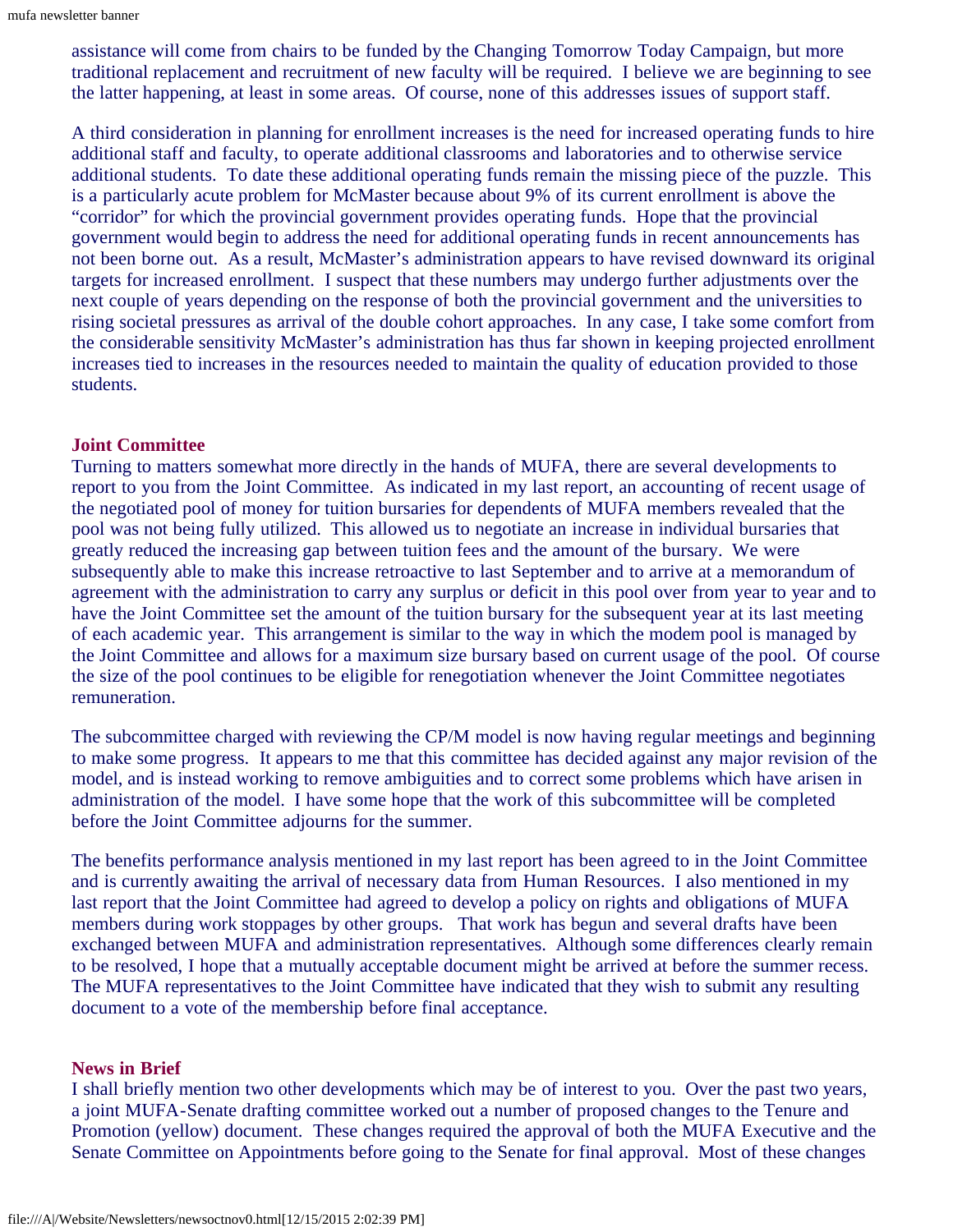assistance will come from chairs to be funded by the Changing Tomorrow Today Campaign, but more traditional replacement and recruitment of new faculty will be required. I believe we are beginning to see the latter happening, at least in some areas. Of course, none of this addresses issues of support staff.

A third consideration in planning for enrollment increases is the need for increased operating funds to hire additional staff and faculty, to operate additional classrooms and laboratories and to otherwise service additional students. To date these additional operating funds remain the missing piece of the puzzle. This is a particularly acute problem for McMaster because about 9% of its current enrollment is above the "corridor" for which the provincial government provides operating funds. Hope that the provincial government would begin to address the need for additional operating funds in recent announcements has not been borne out. As a result, McMaster's administration appears to have revised downward its original targets for increased enrollment. I suspect that these numbers may undergo further adjustments over the next couple of years depending on the response of both the provincial government and the universities to rising societal pressures as arrival of the double cohort approaches. In any case, I take some comfort from the considerable sensitivity McMaster's administration has thus far shown in keeping projected enrollment increases tied to increases in the resources needed to maintain the quality of education provided to those students.

### Joint Committee

Turning to matters somewhat more directly in the hands of MUFA, there are several developments to report to you from the Joint Committee. As indicated in my last report, an accounting of recent usage of the negotiated pool of money for tuition bursaries for dependents of MUFA members revealed that the pool was not being fully utilized. This allowed us to negotiate an increase in individual bursaries that greatly reduced the increasing gap between tuition fees and the amount of the bursary. We were subsequently able to make this increase retroactive to last September and to arrive at a memorandum of agreement with the administration to carry any surplus or deficit in this pool over from year to year and to have the Joint Committee set the amount of the tuition bursary for the subsequent year at its last meeting of each academic year. This arrangement is similar to the way in which the modem pool is managed by the Joint Committee and allows for a maximum size bursary based on current usage of the pool. Of course the size of the pool continues to be eligible for renegotiation whenever the Joint Committee negotiates remuneration.

The subcommittee charged with reviewing the CP/M model is now having regular meetings and beginning to make some progress. It appears to me that this committee has decided against any major revision of the model, and is instead working to remove ambiguities and to correct some problems which have arisen in administration of the model. I have some hope that the work of this subcommittee will be completed before the Joint Committee adjourns for the summer.

The benefits performance analysis mentioned in my last report has been agreed to in the Joint Committee and is currently awaiting the arrival of necessary data from Human Resources. I also mentioned in my last report that the Joint Committee had agreed to develop a policy on rights and obligations of MUFA members during work stoppages by other groups. That work has begun and several drafts have been exchanged between MUFA and administration representatives. Although some differences clearly remain to be resolved, I hope that a mutually acceptable document might be arrived at before the summer recess. The MUFA representatives to the Joint Committee have indicated that they wish to submit any resulting document to a vote of the membership before final acceptance.

### News in Brief

I shall briefly mention two other developments which may be of interest to you. Over the past two years, a joint MUFA-Senate drafting committee worked out a number of proposed changes to the Tenure and Promotion (yellow) document. These changes required the approval of both the MUFA Executive and the Senate Committee on Appointments before going to the Senate for final approval. Most of these changes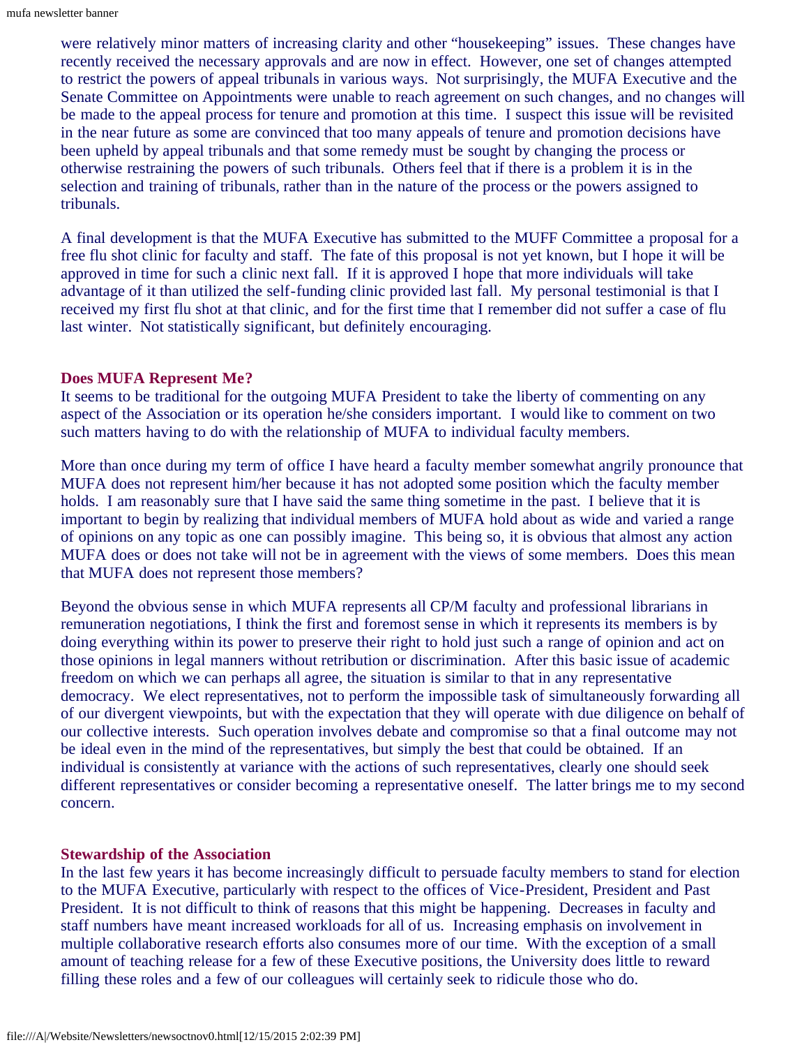were relatively minor matters of increasing clarity and other "housekeeping" issues. These changes have recently received the necessary approvals and are now in effect. However, one set of changes attempted to restrict the powers of appeal tribunals in various ways. Not surprisingly, the MUFA Executive and the Senate Committee on Appointments were unable to reach agreement on such changes, and no changes will be made to the appeal process for tenure and promotion at this time. I suspect this issue will be revisited in the near future as some are convinced that too many appeals of tenure and promotion decisions have been upheld by appeal tribunals and that some remedy must be sought by changing the process or otherwise restraining the powers of such tribunals. Others feel that if there is a problem it is in the selection and training of tribunals, rather than in the nature of the process or the powers assigned to tribunals.

A final development is that the MUFA Executive has submitted to the MUFF Committee a proposal for a free flu shot clinic for faculty and staff. The fate of this proposal is not yet known, but I hope it will be approved in time for such a clinic next fall. If it is approved I hope that more individuals will take advantage of it than utilized the self-funding clinic provided last fall. My personal testimonial is that I received my first flu shot at that clinic, and for the first time that I remember did not suffer a case of flu last winter. Not statistically significant, but definitely encouraging.

### Does MUFA Represent Me?

It seems to be traditional for the outgoing MUFA President to take the liberty of commenting on any aspect of the Association or its operation he/she considers important. I would like to comment on two such matters having to do with the relationship of MUFA to individual faculty members.

More than once during my term of office I have heard a faculty member somewhat angrily pronounce that MUFA does not represent him/her because it has not adopted some position which the faculty member holds. I am reasonably sure that I have said the same thing sometime in the past. I believe that it is important to begin by realizing that individual members of MUFA hold about as wide and varied a range of opinions on any topic as one can possibly imagine. This being so, it is obvious that almost any action MUFA does or does not take will not be in agreement with the views of some members. Does this mean that MUFA does not represent those members?

Beyond the obvious sense in which MUFA represents all CP/M faculty and professional librarians in remuneration negotiations, I think the first and foremost sense in which it represents its members is by doing everything within its power to preserve their right to hold just such a range of opinion and act on those opinions in legal manners without retribution or discrimination. After this basic issue of academic freedom on which we can perhaps all agree, the situation is similar to that in any representative democracy. We elect representatives, not to perform the impossible task of simultaneously forwarding all of our divergent viewpoints, but with the expectation that they will operate with due diligence on behalf of our collective interests. Such operation involves debate and compromise so that a final outcome may not be ideal even in the mind of the representatives, but simply the best that could be obtained. If an individual is consistently at variance with the actions of such representatives, clearly one should seek different representatives or consider becoming a representative oneself. The latter brings me to my second concern.

### Stewardship of the Association

In the last few years it has become increasingly difficult to persuade faculty members to stand for election to the MUFA Executive, particularly with respect to the offices of Vice-President, President and Past President. It is not difficult to think of reasons that this might be happening. Decreases in faculty and staff numbers have meant increased workloads for all of us. Increasing emphasis on involvement in multiple collaborative research efforts also consumes more of our time. With the exception of a small amount of teaching release for a few of these Executive positions, the University does little to reward filling these roles and a few of our colleagues will certainly seek to ridicule those who do.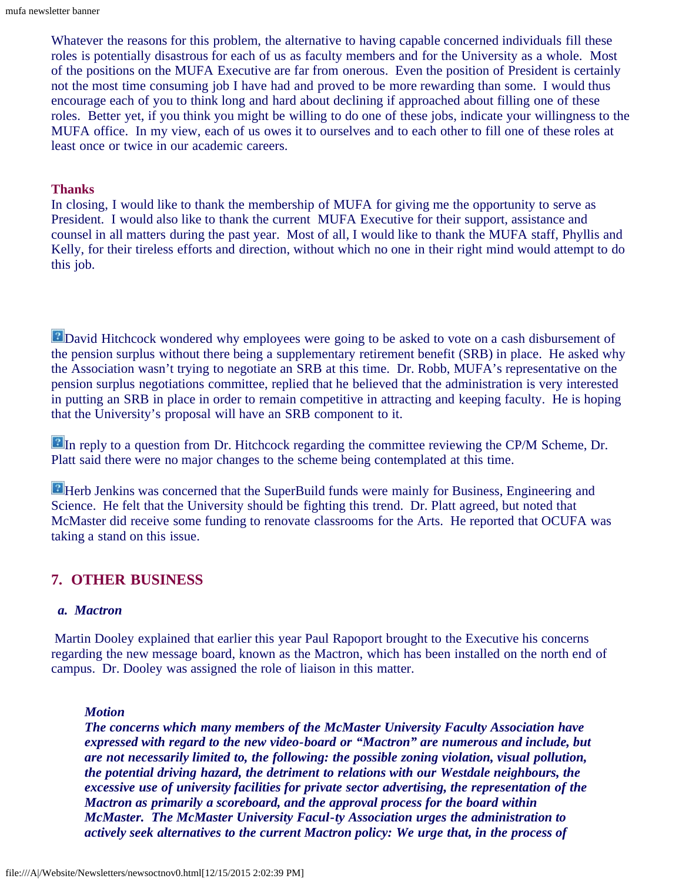Whatever the reasons for this problem, the alternative to having capable concerned individuals fill these roles is potentially disastrous for each of us as faculty members and for the University as a whole. Most of the positions on the MUFA Executive are far from onerous. Even the position of President is certainly not the most time consuming job I have had and proved to be more rewarding than some. I would thus encourage each of you to think long and hard about declining if approached about filling one of these roles. Better yet, if you think you might be willing to do one of these jobs, indicate your willingness to the MUFA office. In my view, each of us owes it to ourselves and to each other to fill one of these roles at least once or twice in our academic careers.

**Thanks**

In closing, I would like to thank the membership of MUFA for giving me the opportunity to serve as President. I would also like to thank the current MUFA Executive for their support, assistance and counsel in all matters during the past year. Most of all, I would like to thank the MUFA staff, Phyllis and Kelly, for their tireless efforts and direction, without which no one in their right mind would attempt to do this job.

David Hitchcock wondered why employees were going to be asked to vote on a cash disbursement of the pension surplus without there being a supplementary retirement benefit (SRB) in place. He asked why the Association wasn't trying to negotiate an SRB at this time. Dr. Robb, MUFA's representative on the pension surplus negotiations committee, replied that he believed that the administration is very interested in putting an SRB in place in order to remain competitive in attracting and keeping faculty. He is hoping that the University's proposal will have an SRB component to it.

In reply to a question from Dr. Hitchcock regarding the committee reviewing the CP/M Scheme, Dr. Platt said there were no major changes to the scheme being contemplated at this time.

Herb Jenkins was concerned that the SuperBuild funds were mainly for Business, Engineering and Science. He felt that the University should be fighting this trend. Dr. Platt agreed, but noted that McMaster did receive some funding to renovate classrooms for the Arts. He reported that OCUFA was taking a stand on this issue.

## 7. OTHER BUSINESS

### *a. Mactron*

Martin Dooley explained that earlier this year Paul Rapoport brought to the Executive his concerns regarding the new message board, known as the Mactron, which has been installed on the north end of campus. Dr. Dooley was assigned the role of liaison in this matter.

> ***Motion***
>
> ***The concerns which many members of the McMaster University Faculty Association have expressed with regard to the new video-board or "Mactron" are numerous and include, but are not necessarily limited to, the following: the possible zoning violation, visual pollution, the potential driving hazard, the detriment to relations with our Westdale neighbours, the excessive use of university facilities for private sector advertising, the representation of the Mactron as primarily a scoreboard, and the approval process for the board within McMaster. The McMaster University Facul-ty Association urges the administration to actively seek alternatives to the current Mactron policy: We urge that, in the process of***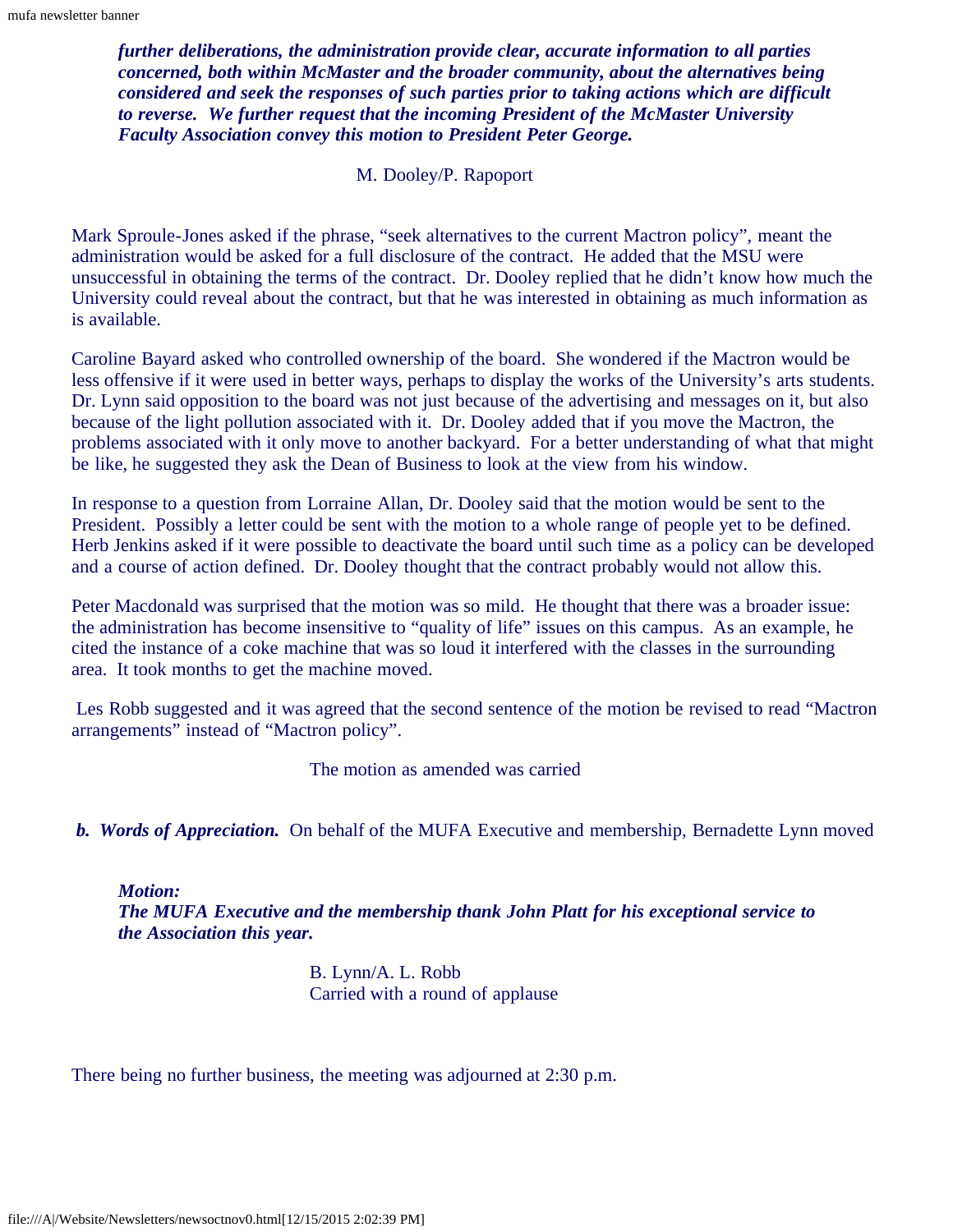***further deliberations, the administration provide clear, accurate information to all parties concerned, both within McMaster and the broader community, about the alternatives being considered and seek the responses of such parties prior to taking actions which are difficult to reverse. We further request that the incoming President of the McMaster University Faculty Association convey this motion to President Peter George.***

M. Dooley/P. Rapoport

Mark Sproule-Jones asked if the phrase, "seek alternatives to the current Mactron policy", meant the administration would be asked for a full disclosure of the contract. He added that the MSU were unsuccessful in obtaining the terms of the contract. Dr. Dooley replied that he didn't know how much the University could reveal about the contract, but that he was interested in obtaining as much information as is available.

Caroline Bayard asked who controlled ownership of the board. She wondered if the Mactron would be less offensive if it were used in better ways, perhaps to display the works of the University's arts students. Dr. Lynn said opposition to the board was not just because of the advertising and messages on it, but also because of the light pollution associated with it. Dr. Dooley added that if you move the Mactron, the problems associated with it only move to another backyard. For a better understanding of what that might be like, he suggested they ask the Dean of Business to look at the view from his window.

In response to a question from Lorraine Allan, Dr. Dooley said that the motion would be sent to the President. Possibly a letter could be sent with the motion to a whole range of people yet to be defined. Herb Jenkins asked if it were possible to deactivate the board until such time as a policy can be developed and a course of action defined. Dr. Dooley thought that the contract probably would not allow this.

Peter Macdonald was surprised that the motion was so mild. He thought that there was a broader issue: the administration has become insensitive to "quality of life" issues on this campus. As an example, he cited the instance of a coke machine that was so loud it interfered with the classes in the surrounding area. It took months to get the machine moved.

Les Robb suggested and it was agreed that the second sentence of the motion be revised to read "Mactron arrangements" instead of "Mactron policy".

The motion as amended was carried

***b. Words of Appreciation.*** On behalf of the MUFA Executive and membership, Bernadette Lynn moved

***Motion:***
***The MUFA Executive and the membership thank John Platt for his exceptional service to the Association this year.***

B. Lynn/A. L. Robb
Carried with a round of applause

There being no further business, the meeting was adjourned at 2:30 p.m.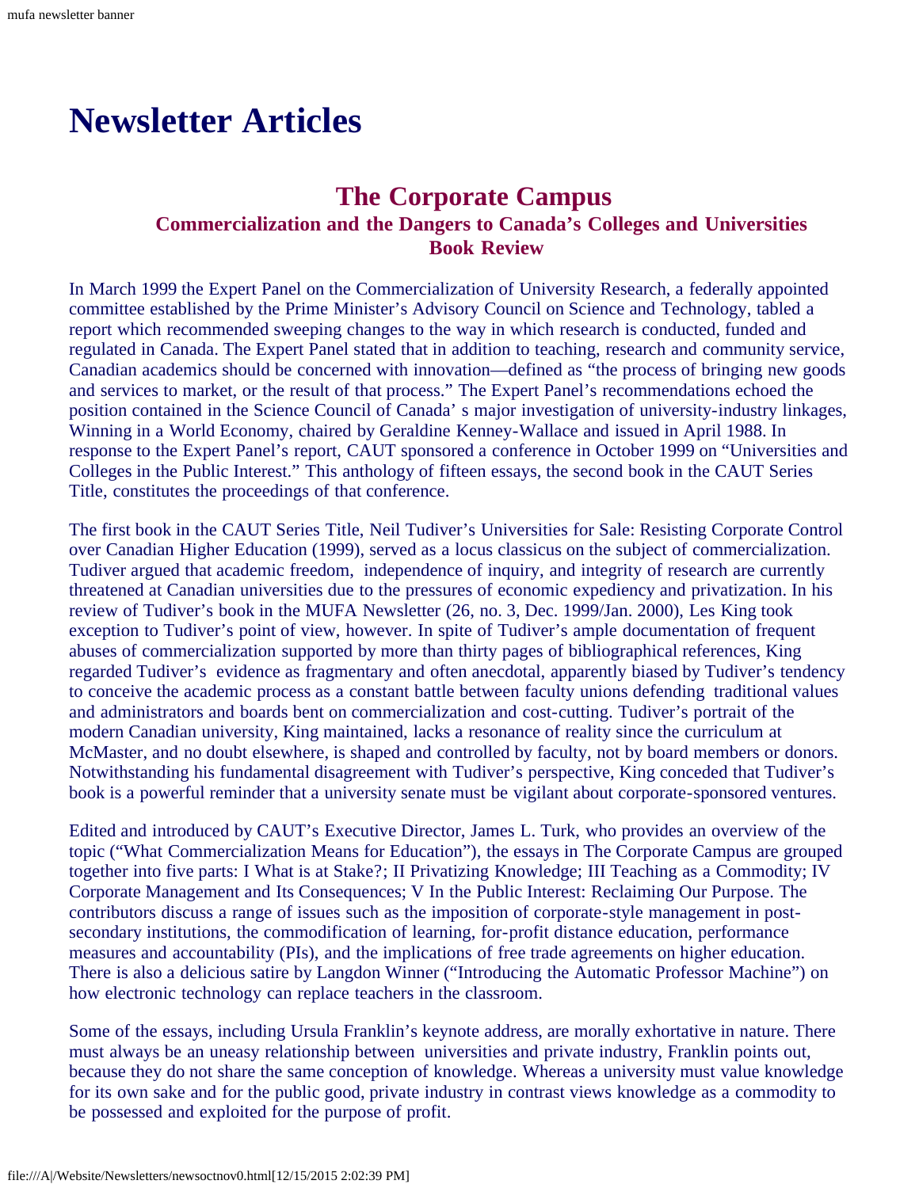# Newsletter Articles

## The Corporate Campus

### Commercialization and the Dangers to Canada's Colleges and Universities

### Book Review

In March 1999 the Expert Panel on the Commercialization of University Research, a federally appointed committee established by the Prime Minister's Advisory Council on Science and Technology, tabled a report which recommended sweeping changes to the way in which research is conducted, funded and regulated in Canada. The Expert Panel stated that in addition to teaching, research and community service, Canadian academics should be concerned with innovation—defined as "the process of bringing new goods and services to market, or the result of that process." The Expert Panel's recommendations echoed the position contained in the Science Council of Canada' s major investigation of university-industry linkages, Winning in a World Economy, chaired by Geraldine Kenney-Wallace and issued in April 1988. In response to the Expert Panel's report, CAUT sponsored a conference in October 1999 on "Universities and Colleges in the Public Interest." This anthology of fifteen essays, the second book in the CAUT Series Title, constitutes the proceedings of that conference.

The first book in the CAUT Series Title, Neil Tudiver's Universities for Sale: Resisting Corporate Control over Canadian Higher Education (1999), served as a locus classicus on the subject of commercialization. Tudiver argued that academic freedom, independence of inquiry, and integrity of research are currently threatened at Canadian universities due to the pressures of economic expediency and privatization. In his review of Tudiver's book in the MUFA Newsletter (26, no. 3, Dec. 1999/Jan. 2000), Les King took exception to Tudiver's point of view, however. In spite of Tudiver's ample documentation of frequent abuses of commercialization supported by more than thirty pages of bibliographical references, King regarded Tudiver's evidence as fragmentary and often anecdotal, apparently biased by Tudiver's tendency to conceive the academic process as a constant battle between faculty unions defending traditional values and administrators and boards bent on commercialization and cost-cutting. Tudiver's portrait of the modern Canadian university, King maintained, lacks a resonance of reality since the curriculum at McMaster, and no doubt elsewhere, is shaped and controlled by faculty, not by board members or donors. Notwithstanding his fundamental disagreement with Tudiver's perspective, King conceded that Tudiver's book is a powerful reminder that a university senate must be vigilant about corporate-sponsored ventures.

Edited and introduced by CAUT's Executive Director, James L. Turk, who provides an overview of the topic ("What Commercialization Means for Education"), the essays in The Corporate Campus are grouped together into five parts: I What is at Stake?; II Privatizing Knowledge; III Teaching as a Commodity; IV Corporate Management and Its Consequences; V In the Public Interest: Reclaiming Our Purpose. The contributors discuss a range of issues such as the imposition of corporate-style management in post-secondary institutions, the commodification of learning, for-profit distance education, performance measures and accountability (PIs), and the implications of free trade agreements on higher education. There is also a delicious satire by Langdon Winner ("Introducing the Automatic Professor Machine") on how electronic technology can replace teachers in the classroom.

Some of the essays, including Ursula Franklin's keynote address, are morally exhortative in nature. There must always be an uneasy relationship between universities and private industry, Franklin points out, because they do not share the same conception of knowledge. Whereas a university must value knowledge for its own sake and for the public good, private industry in contrast views knowledge as a commodity to be possessed and exploited for the purpose of profit.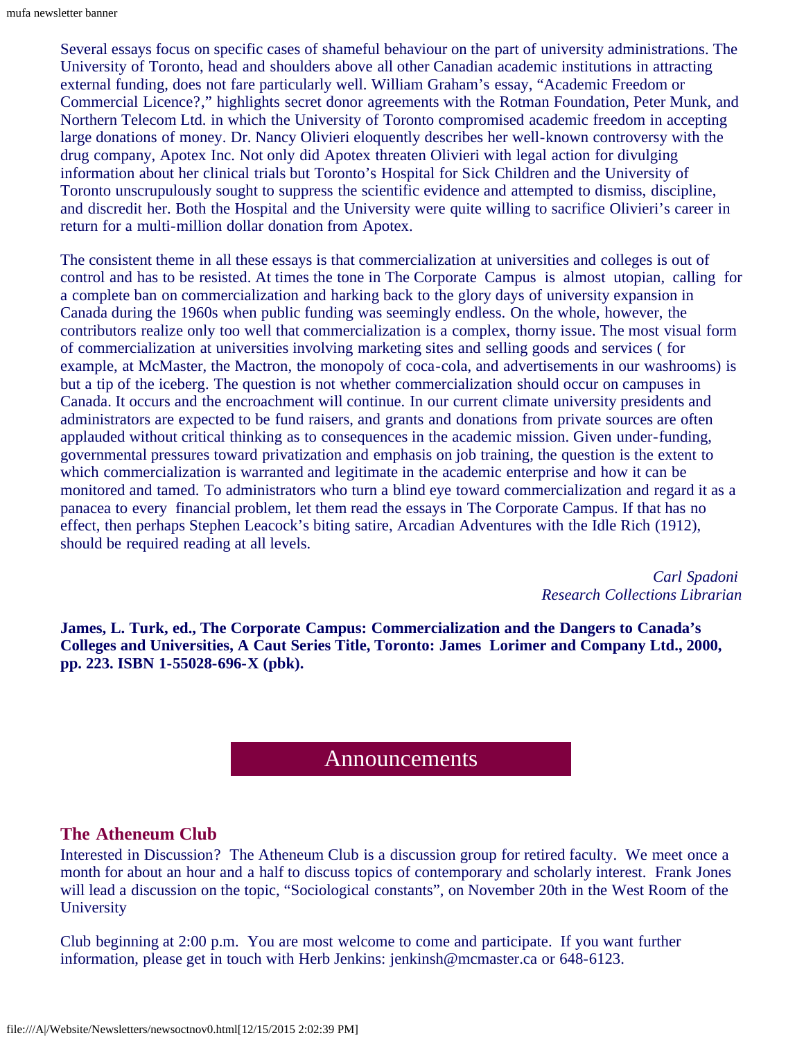Several essays focus on specific cases of shameful behaviour on the part of university administrations. The University of Toronto, head and shoulders above all other Canadian academic institutions in attracting external funding, does not fare particularly well. William Graham's essay, "Academic Freedom or Commercial Licence?," highlights secret donor agreements with the Rotman Foundation, Peter Munk, and Northern Telecom Ltd. in which the University of Toronto compromised academic freedom in accepting large donations of money. Dr. Nancy Olivieri eloquently describes her well-known controversy with the drug company, Apotex Inc. Not only did Apotex threaten Olivieri with legal action for divulging information about her clinical trials but Toronto's Hospital for Sick Children and the University of Toronto unscrupulously sought to suppress the scientific evidence and attempted to dismiss, discipline, and discredit her. Both the Hospital and the University were quite willing to sacrifice Olivieri's career in return for a multi-million dollar donation from Apotex.

The consistent theme in all these essays is that commercialization at universities and colleges is out of control and has to be resisted. At times the tone in The Corporate Campus is almost utopian, calling for a complete ban on commercialization and harking back to the glory days of university expansion in Canada during the 1960s when public funding was seemingly endless. On the whole, however, the contributors realize only too well that commercialization is a complex, thorny issue. The most visual form of commercialization at universities involving marketing sites and selling goods and services ( for example, at McMaster, the Mactron, the monopoly of coca-cola, and advertisements in our washrooms) is but a tip of the iceberg. The question is not whether commercialization should occur on campuses in Canada. It occurs and the encroachment will continue. In our current climate university presidents and administrators are expected to be fund raisers, and grants and donations from private sources are often applauded without critical thinking as to consequences in the academic mission. Given under-funding, governmental pressures toward privatization and emphasis on job training, the question is the extent to which commercialization is warranted and legitimate in the academic enterprise and how it can be monitored and tamed. To administrators who turn a blind eye toward commercialization and regard it as a panacea to every financial problem, let them read the essays in The Corporate Campus. If that has no effect, then perhaps Stephen Leacock's biting satire, Arcadian Adventures with the Idle Rich (1912), should be required reading at all levels.

*Carl Spadoni*
*Research Collections Librarian*

**James, L. Turk, ed., The Corporate Campus: Commercialization and the Dangers to Canada's Colleges and Universities, A Caut Series Title, Toronto: James Lorimer and Company Ltd., 2000, pp. 223. ISBN 1-55028-696-X (pbk).**

## Announcements

### The Atheneum Club

Interested in Discussion? The Atheneum Club is a discussion group for retired faculty. We meet once a month for about an hour and a half to discuss topics of contemporary and scholarly interest. Frank Jones will lead a discussion on the topic, "Sociological constants", on November 20th in the West Room of the University

Club beginning at 2:00 p.m. You are most welcome to come and participate. If you want further information, please get in touch with Herb Jenkins: jenkinsh@mcmaster.ca or 648-6123.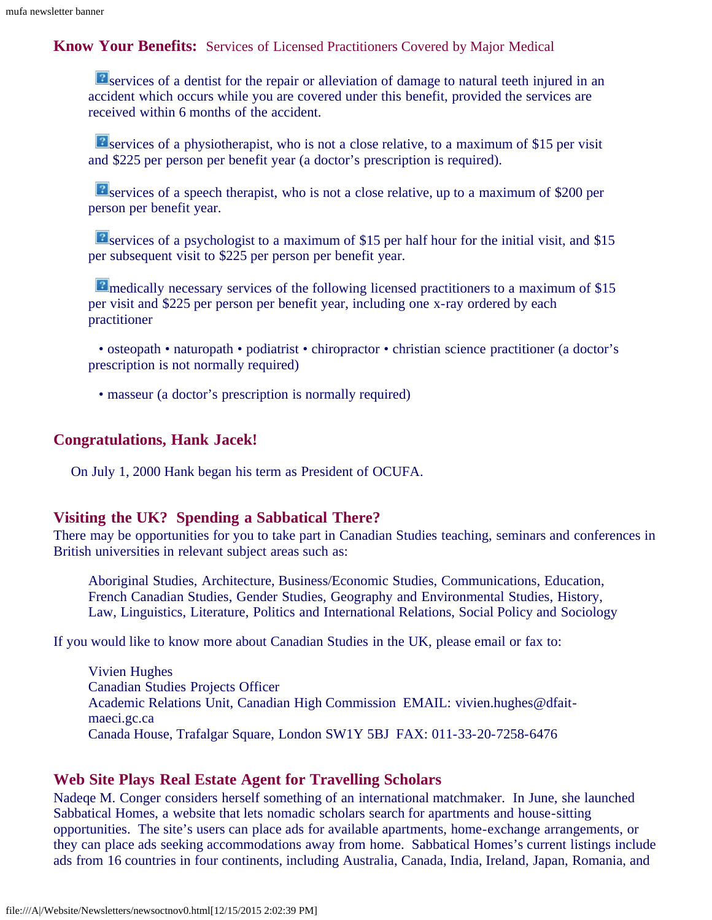## Know Your Benefits: Services of Licensed Practitioners Covered by Major Medical

- services of a dentist for the repair or alleviation of damage to natural teeth injured in an accident which occurs while you are covered under this benefit, provided the services are received within 6 months of the accident.

- services of a physiotherapist, who is not a close relative, to a maximum of $15 per visit and $225 per person per benefit year (a doctor's prescription is required).

- services of a speech therapist, who is not a close relative, up to a maximum of $200 per person per benefit year.

- services of a psychologist to a maximum of $15 per half hour for the initial visit, and $15 per subsequent visit to $225 per person per benefit year.

- medically necessary services of the following licensed practitioners to a maximum of $15 per visit and $225 per person per benefit year, including one x-ray ordered by each practitioner

  • osteopath • naturopath • podiatrist • chiropractor • christian science practitioner (a doctor's prescription is not normally required)

  • masseur (a doctor's prescription is normally required)

## Congratulations, Hank Jacek!

On July 1, 2000 Hank began his term as President of OCUFA.

## Visiting the UK? Spending a Sabbatical There?

There may be opportunities for you to take part in Canadian Studies teaching, seminars and conferences in British universities in relevant subject areas such as:

Aboriginal Studies, Architecture, Business/Economic Studies, Communications, Education, French Canadian Studies, Gender Studies, Geography and Environmental Studies, History, Law, Linguistics, Literature, Politics and International Relations, Social Policy and Sociology

If you would like to know more about Canadian Studies in the UK, please email or fax to:

Vivien Hughes
Canadian Studies Projects Officer
Academic Relations Unit, Canadian High Commission EMAIL: vivien.hughes@dfait-maeci.gc.ca
Canada House, Trafalgar Square, London SW1Y 5BJ FAX: 011-33-20-7258-6476

## Web Site Plays Real Estate Agent for Travelling Scholars

Nadeqe M. Conger considers herself something of an international matchmaker. In June, she launched Sabbatical Homes, a website that lets nomadic scholars search for apartments and house-sitting opportunities. The site's users can place ads for available apartments, home-exchange arrangements, or they can place ads seeking accommodations away from home. Sabbatical Homes's current listings include ads from 16 countries in four continents, including Australia, Canada, India, Ireland, Japan, Romania, and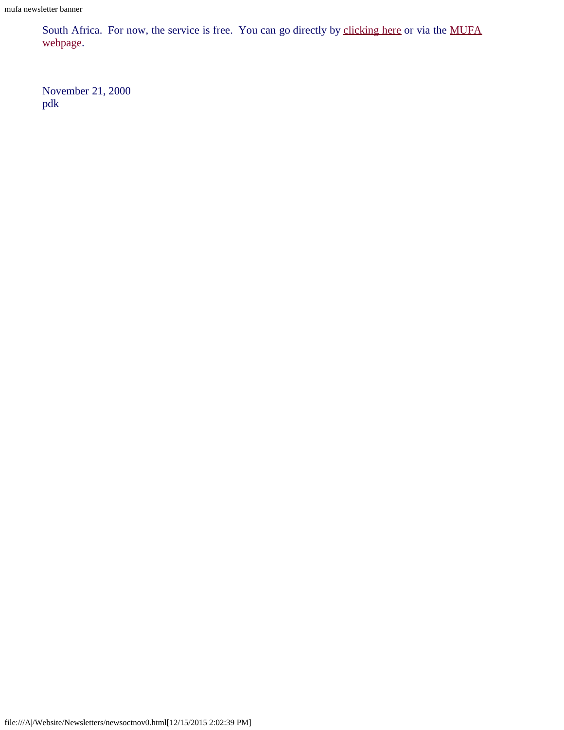South Africa.  For now, the service is free.  You can go directly by clicking here or via the MUFA webpage.

November 21, 2000
pdk